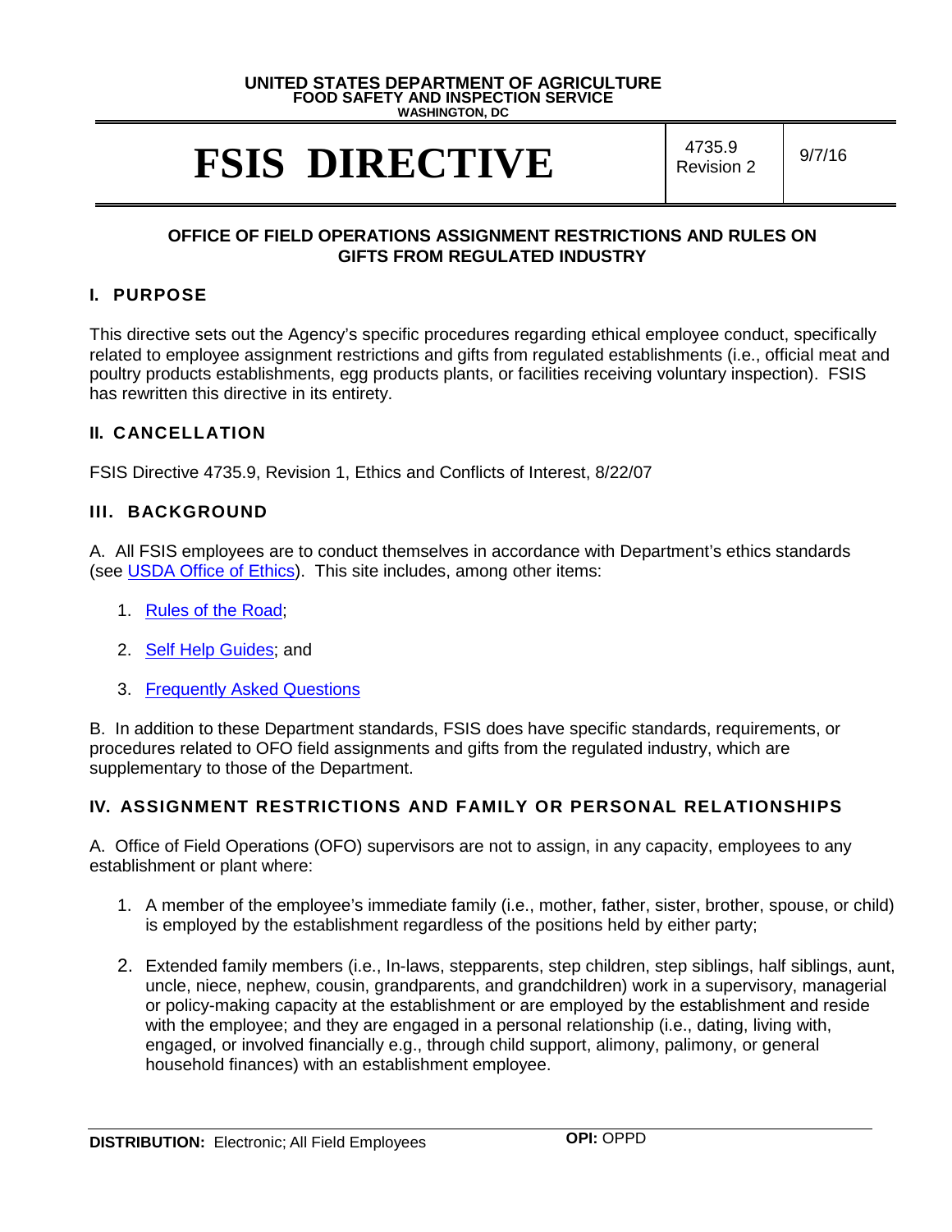UNITED STATES DEPARTMENT OF AGRICULTURE
FOOD SAFETY AND INSPECTION SERVICE
WASHINGTON, DC

# FSIS DIRECTIVE

4735.9 Revision 2 | 9/7/16

## OFFICE OF FIELD OPERATIONS ASSIGNMENT RESTRICTIONS AND RULES ON GIFTS FROM REGULATED INDUSTRY

### I. PURPOSE

This directive sets out the Agency's specific procedures regarding ethical employee conduct, specifically related to employee assignment restrictions and gifts from regulated establishments (i.e., official meat and poultry products establishments, egg products plants, or facilities receiving voluntary inspection). FSIS has rewritten this directive in its entirety.

### II. CANCELLATION

FSIS Directive 4735.9, Revision 1, Ethics and Conflicts of Interest, 8/22/07

### III. BACKGROUND

A. All FSIS employees are to conduct themselves in accordance with Department's ethics standards (see USDA Office of Ethics). This site includes, among other items:

1. Rules of the Road;
2. Self Help Guides; and
3. Frequently Asked Questions

B. In addition to these Department standards, FSIS does have specific standards, requirements, or procedures related to OFO field assignments and gifts from the regulated industry, which are supplementary to those of the Department.

### IV. ASSIGNMENT RESTRICTIONS AND FAMILY OR PERSONAL RELATIONSHIPS

A. Office of Field Operations (OFO) supervisors are not to assign, in any capacity, employees to any establishment or plant where:

1. A member of the employee's immediate family (i.e., mother, father, sister, brother, spouse, or child) is employed by the establishment regardless of the positions held by either party;
2. Extended family members (i.e., In-laws, stepparents, step children, step siblings, half siblings, aunt, uncle, niece, nephew, cousin, grandparents, and grandchildren) work in a supervisory, managerial or policy-making capacity at the establishment or are employed by the establishment and reside with the employee; and they are engaged in a personal relationship (i.e., dating, living with, engaged, or involved financially e.g., through child support, alimony, palimony, or general household finances) with an establishment employee.

**DISTRIBUTION:** Electronic; All Field Employees **OPI:** OPPD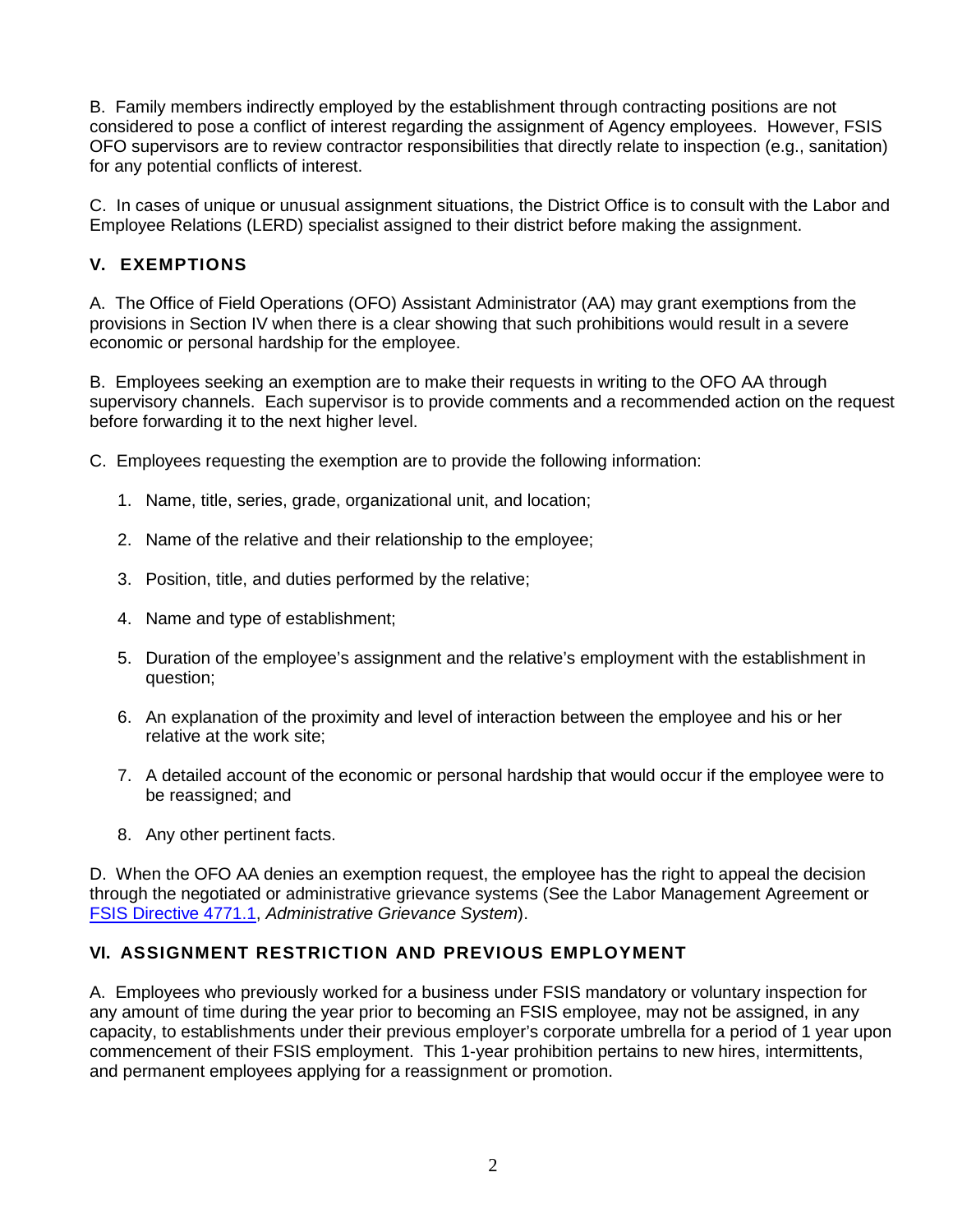B. Family members indirectly employed by the establishment through contracting positions are not considered to pose a conflict of interest regarding the assignment of Agency employees. However, FSIS OFO supervisors are to review contractor responsibilities that directly relate to inspection (e.g., sanitation) for any potential conflicts of interest.

C. In cases of unique or unusual assignment situations, the District Office is to consult with the Labor and Employee Relations (LERD) specialist assigned to their district before making the assignment.

## V. EXEMPTIONS

A. The Office of Field Operations (OFO) Assistant Administrator (AA) may grant exemptions from the provisions in Section IV when there is a clear showing that such prohibitions would result in a severe economic or personal hardship for the employee.

B. Employees seeking an exemption are to make their requests in writing to the OFO AA through supervisory channels. Each supervisor is to provide comments and a recommended action on the request before forwarding it to the next higher level.

C. Employees requesting the exemption are to provide the following information:

1. Name, title, series, grade, organizational unit, and location;
2. Name of the relative and their relationship to the employee;
3. Position, title, and duties performed by the relative;
4. Name and type of establishment;
5. Duration of the employee's assignment and the relative's employment with the establishment in question;
6. An explanation of the proximity and level of interaction between the employee and his or her relative at the work site;
7. A detailed account of the economic or personal hardship that would occur if the employee were to be reassigned; and
8. Any other pertinent facts.

D. When the OFO AA denies an exemption request, the employee has the right to appeal the decision through the negotiated or administrative grievance systems (See the Labor Management Agreement or FSIS Directive 4771.1, *Administrative Grievance System*).

## VI. ASSIGNMENT RESTRICTION AND PREVIOUS EMPLOYMENT

A. Employees who previously worked for a business under FSIS mandatory or voluntary inspection for any amount of time during the year prior to becoming an FSIS employee, may not be assigned, in any capacity, to establishments under their previous employer's corporate umbrella for a period of 1 year upon commencement of their FSIS employment. This 1-year prohibition pertains to new hires, intermittents, and permanent employees applying for a reassignment or promotion.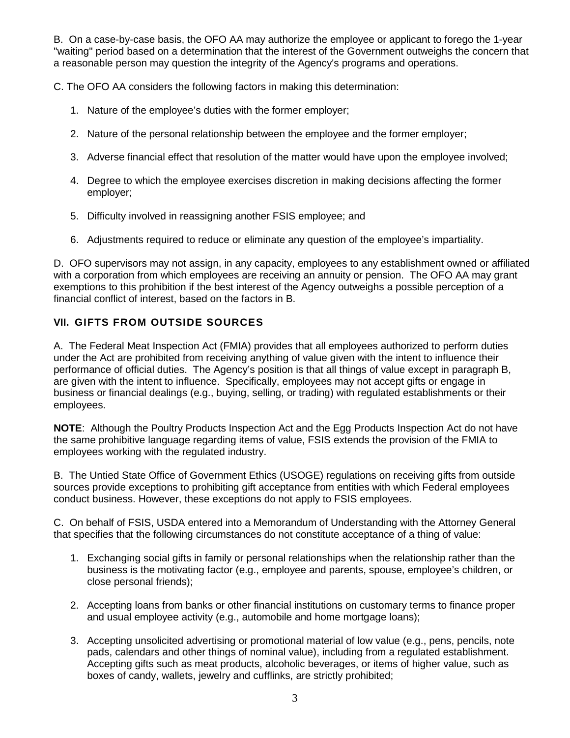B. On a case-by-case basis, the OFO AA may authorize the employee or applicant to forego the 1-year "waiting" period based on a determination that the interest of the Government outweighs the concern that a reasonable person may question the integrity of the Agency's programs and operations.

C. The OFO AA considers the following factors in making this determination:

1. Nature of the employee's duties with the former employer;
2. Nature of the personal relationship between the employee and the former employer;
3. Adverse financial effect that resolution of the matter would have upon the employee involved;
4. Degree to which the employee exercises discretion in making decisions affecting the former employer;
5. Difficulty involved in reassigning another FSIS employee; and
6. Adjustments required to reduce or eliminate any question of the employee's impartiality.

D. OFO supervisors may not assign, in any capacity, employees to any establishment owned or affiliated with a corporation from which employees are receiving an annuity or pension. The OFO AA may grant exemptions to this prohibition if the best interest of the Agency outweighs a possible perception of a financial conflict of interest, based on the factors in B.

## VII. GIFTS FROM OUTSIDE SOURCES

A. The Federal Meat Inspection Act (FMIA) provides that all employees authorized to perform duties under the Act are prohibited from receiving anything of value given with the intent to influence their performance of official duties. The Agency's position is that all things of value except in paragraph B, are given with the intent to influence. Specifically, employees may not accept gifts or engage in business or financial dealings (e.g., buying, selling, or trading) with regulated establishments or their employees.

**NOTE**: Although the Poultry Products Inspection Act and the Egg Products Inspection Act do not have the same prohibitive language regarding items of value, FSIS extends the provision of the FMIA to employees working with the regulated industry.

B. The Untied State Office of Government Ethics (USOGE) regulations on receiving gifts from outside sources provide exceptions to prohibiting gift acceptance from entities with which Federal employees conduct business. However, these exceptions do not apply to FSIS employees.

C. On behalf of FSIS, USDA entered into a Memorandum of Understanding with the Attorney General that specifies that the following circumstances do not constitute acceptance of a thing of value:

1. Exchanging social gifts in family or personal relationships when the relationship rather than the business is the motivating factor (e.g., employee and parents, spouse, employee's children, or close personal friends);
2. Accepting loans from banks or other financial institutions on customary terms to finance proper and usual employee activity (e.g., automobile and home mortgage loans);
3. Accepting unsolicited advertising or promotional material of low value (e.g., pens, pencils, note pads, calendars and other things of nominal value), including from a regulated establishment. Accepting gifts such as meat products, alcoholic beverages, or items of higher value, such as boxes of candy, wallets, jewelry and cufflinks, are strictly prohibited;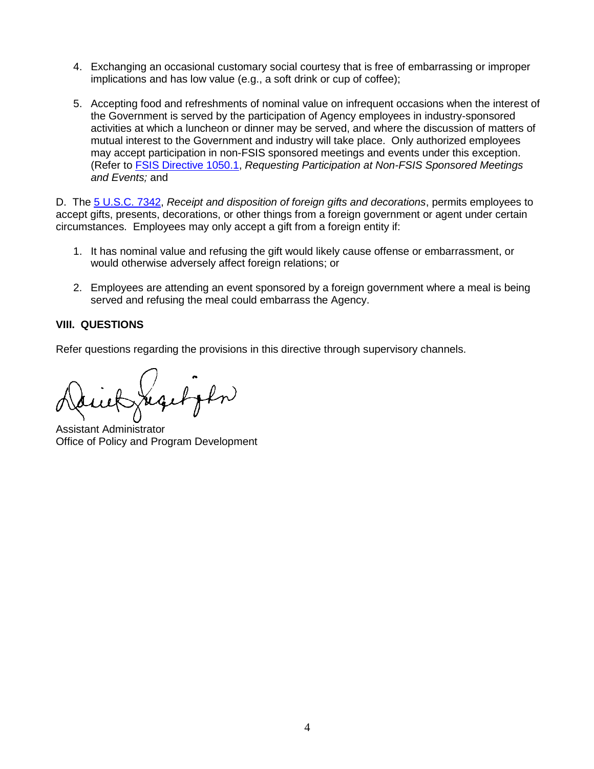4. Exchanging an occasional customary social courtesy that is free of embarrassing or improper implications and has low value (e.g., a soft drink or cup of coffee);

5. Accepting food and refreshments of nominal value on infrequent occasions when the interest of the Government is served by the participation of Agency employees in industry-sponsored activities at which a luncheon or dinner may be served, and where the discussion of matters of mutual interest to the Government and industry will take place. Only authorized employees may accept participation in non-FSIS sponsored meetings and events under this exception. (Refer to FSIS Directive 1050.1, *Requesting Participation at Non-FSIS Sponsored Meetings and Events;* and

D. The 5 U.S.C. 7342, *Receipt and disposition of foreign gifts and decorations*, permits employees to accept gifts, presents, decorations, or other things from a foreign government or agent under certain circumstances. Employees may only accept a gift from a foreign entity if:

1. It has nominal value and refusing the gift would likely cause offense or embarrassment, or would otherwise adversely affect foreign relations; or

2. Employees are attending an event sponsored by a foreign government where a meal is being served and refusing the meal could embarrass the Agency.

**VIII. QUESTIONS**

Refer questions regarding the provisions in this directive through supervisory channels.

Assistant Administrator
Office of Policy and Program Development